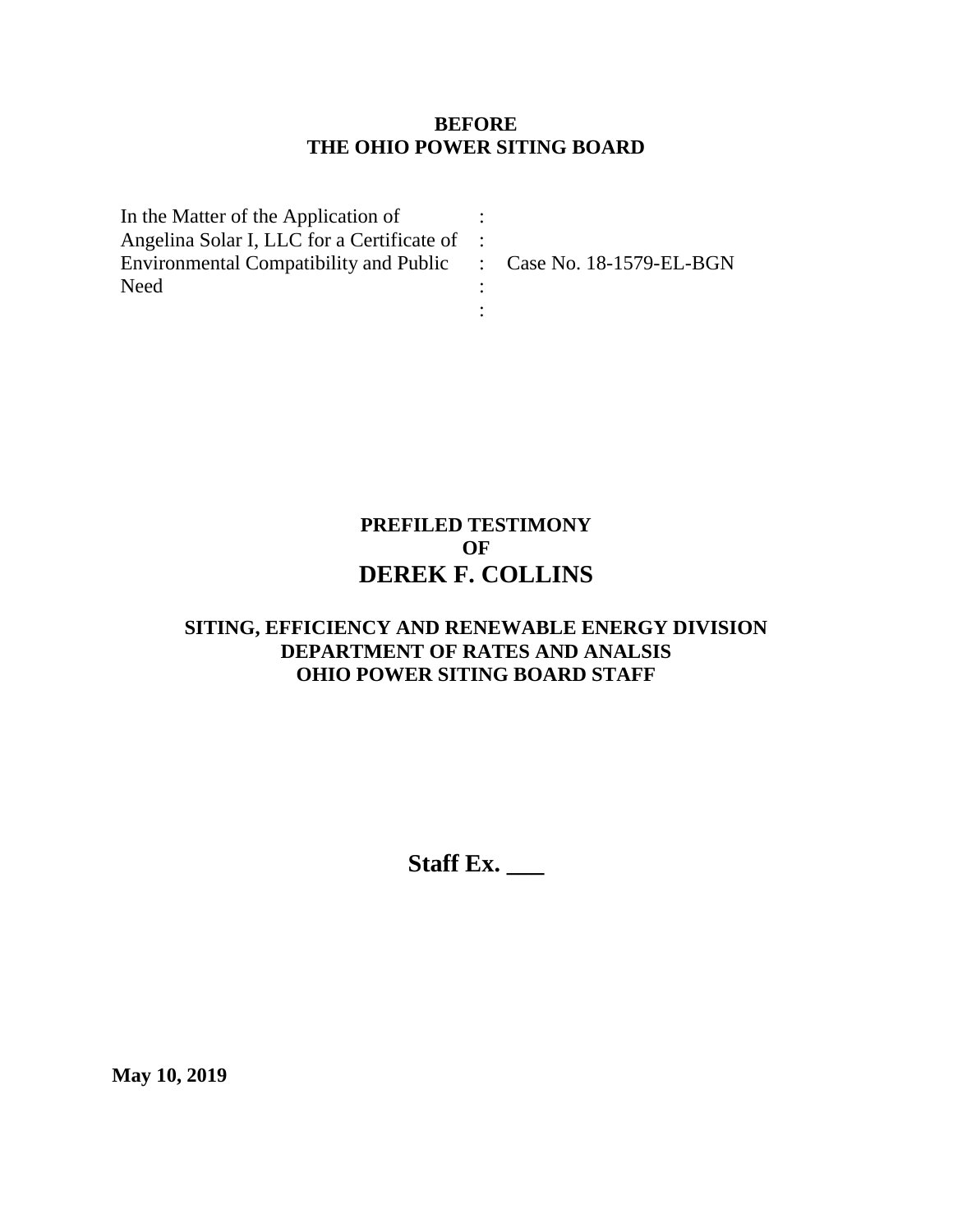**BEFORE**
**THE OHIO POWER SITING BOARD**

| | | |
|---|---|---|
| In the Matter of the Application of | : | |
| Angelina Solar I, LLC for a Certificate of | : | |
| Environmental Compatibility and Public | : | Case No. 18-1579-EL-BGN |
| Need | : | |
| | : | |

**PREFILED TESTIMONY**
**OF**
**DEREK F. COLLINS**

**SITING, EFFICIENCY AND RENEWABLE ENERGY DIVISION**
**DEPARTMENT OF RATES AND ANALSIS**
**OHIO POWER SITING BOARD STAFF**

**Staff Ex. \_\_\_**

**May 10, 2019**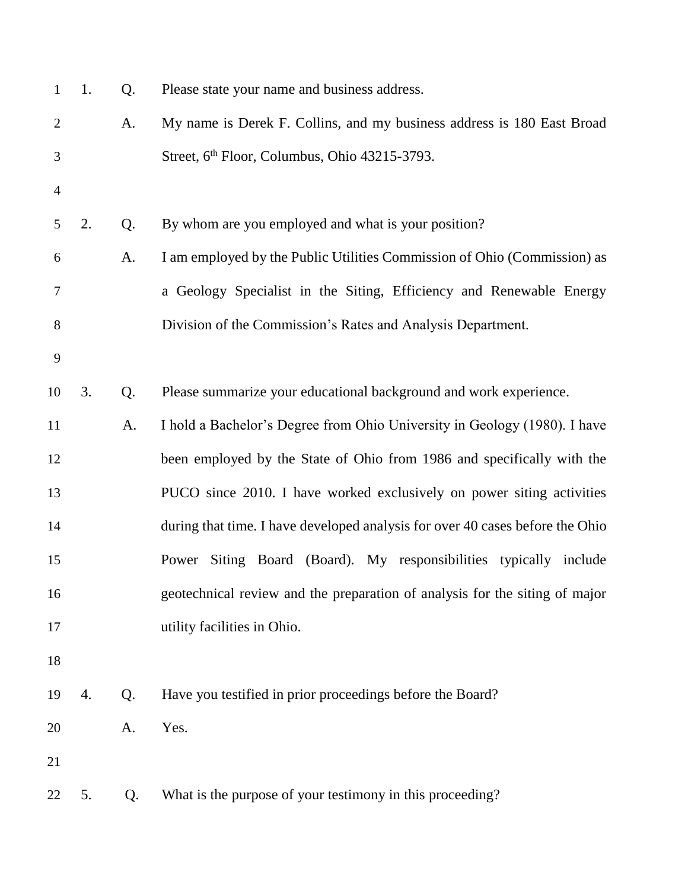1. Q. Please state your name and business address.

A. My name is Derek F. Collins, and my business address is 180 East Broad Street, 6th Floor, Columbus, Ohio 43215-3793.

2. Q. By whom are you employed and what is your position?

A. I am employed by the Public Utilities Commission of Ohio (Commission) as a Geology Specialist in the Siting, Efficiency and Renewable Energy Division of the Commission's Rates and Analysis Department.

3. Q. Please summarize your educational background and work experience.

A. I hold a Bachelor's Degree from Ohio University in Geology (1980). I have been employed by the State of Ohio from 1986 and specifically with the PUCO since 2010. I have worked exclusively on power siting activities during that time. I have developed analysis for over 40 cases before the Ohio Power Siting Board (Board). My responsibilities typically include geotechnical review and the preparation of analysis for the siting of major utility facilities in Ohio.

4. Q. Have you testified in prior proceedings before the Board?

A. Yes.

5. Q. What is the purpose of your testimony in this proceeding?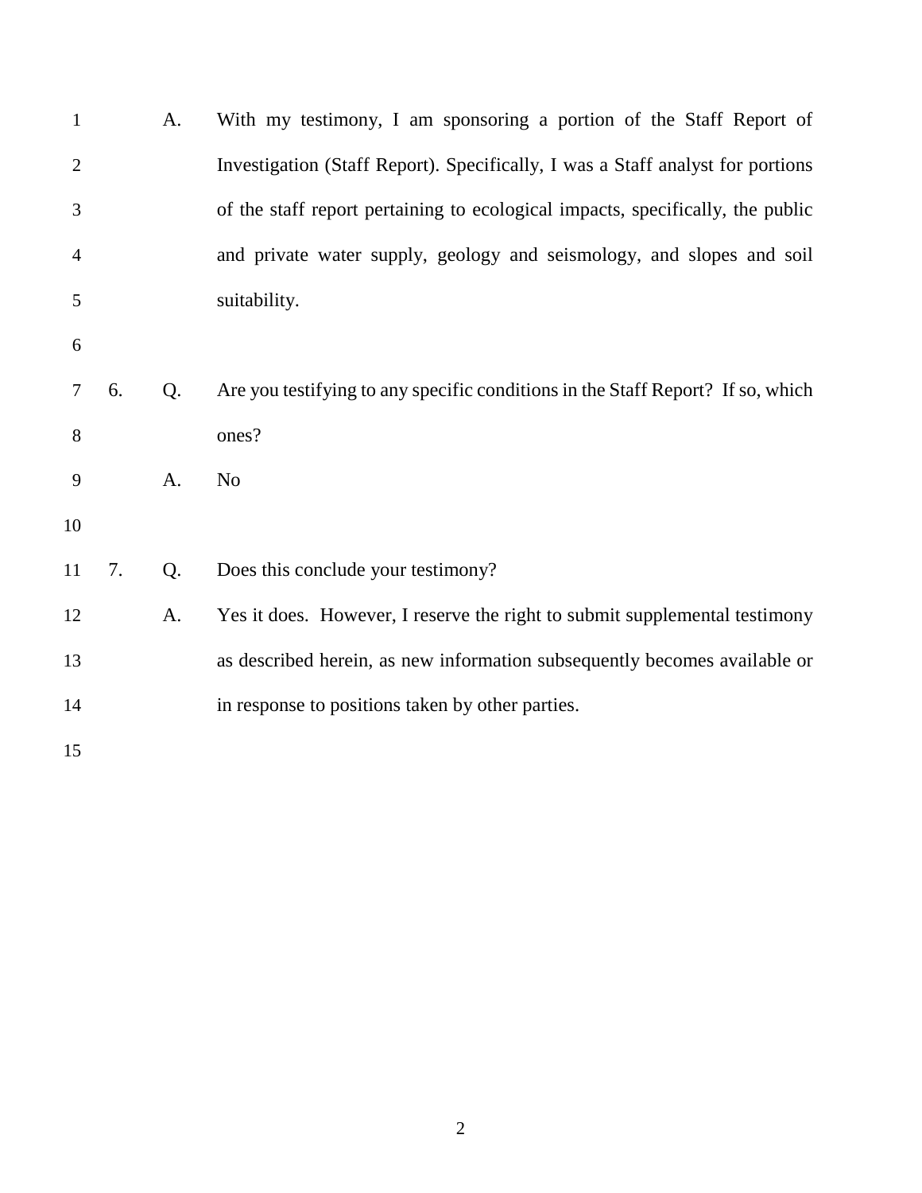A. With my testimony, I am sponsoring a portion of the Staff Report of Investigation (Staff Report). Specifically, I was a Staff analyst for portions of the staff report pertaining to ecological impacts, specifically, the public and private water supply, geology and seismology, and slopes and soil suitability.

6. Q. Are you testifying to any specific conditions in the Staff Report? If so, which ones?

A. No

7. Q. Does this conclude your testimony?

A. Yes it does. However, I reserve the right to submit supplemental testimony as described herein, as new information subsequently becomes available or in response to positions taken by other parties.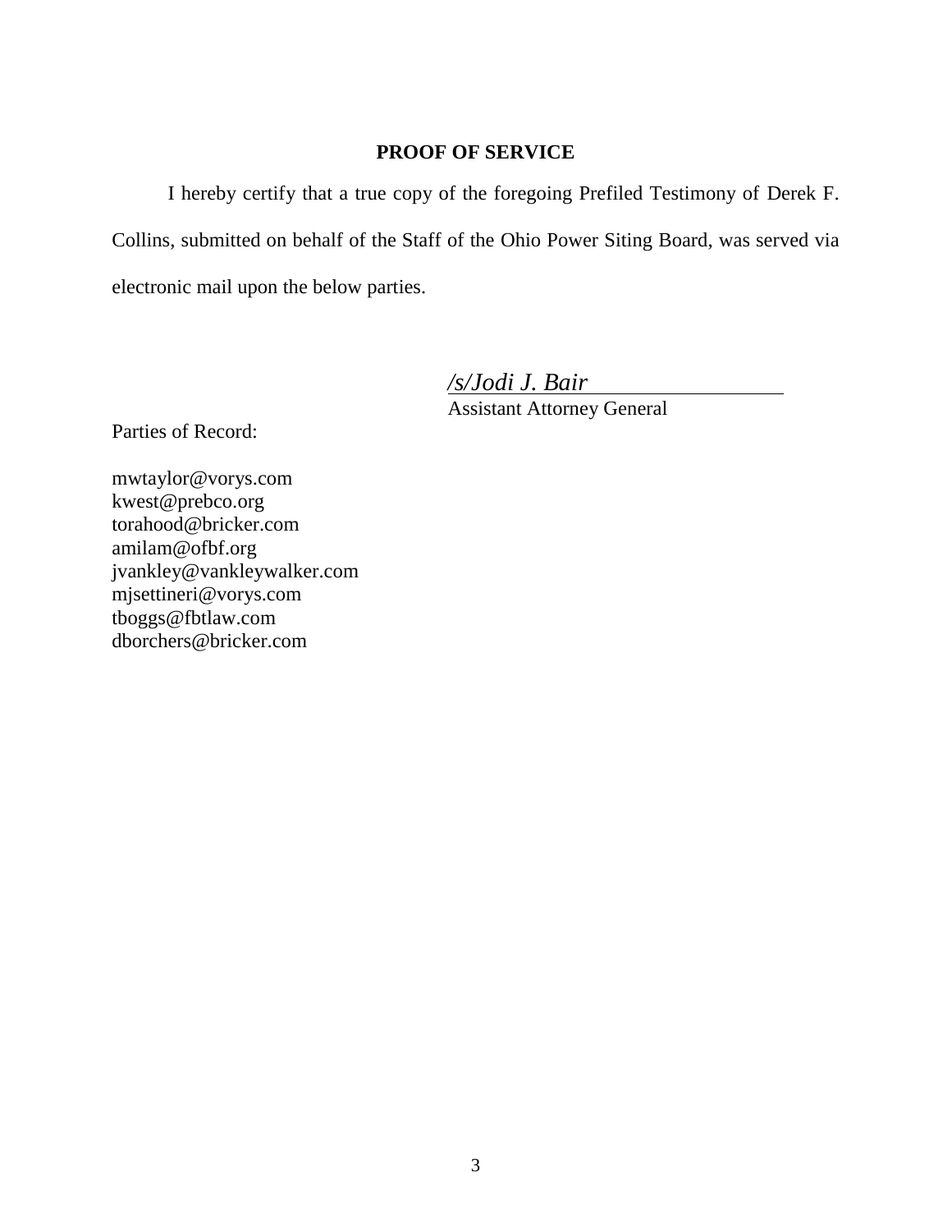## PROOF OF SERVICE

I hereby certify that a true copy of the foregoing Prefiled Testimony of Derek F. Collins, submitted on behalf of the Staff of the Ohio Power Siting Board, was served via electronic mail upon the below parties.

*/s/Jodi J. Bair*
Assistant Attorney General

Parties of Record:

mwtaylor@vorys.com
kwest@prebco.org
torahood@bricker.com
amilam@ofbf.org
jvankley@vankleywalker.com
mjsettineri@vorys.com
tboggs@fbtlaw.com
dborchers@bricker.com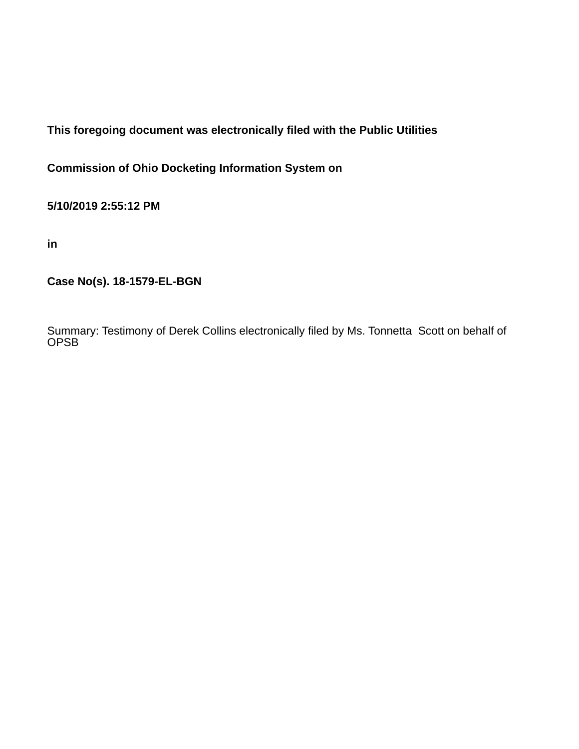**This foregoing document was electronically filed with the Public Utilities**

**Commission of Ohio Docketing Information System on**

**5/10/2019 2:55:12 PM**

**in**

**Case No(s). 18-1579-EL-BGN**

Summary: Testimony of Derek Collins electronically filed by Ms. Tonnetta Scott on behalf of OPSB